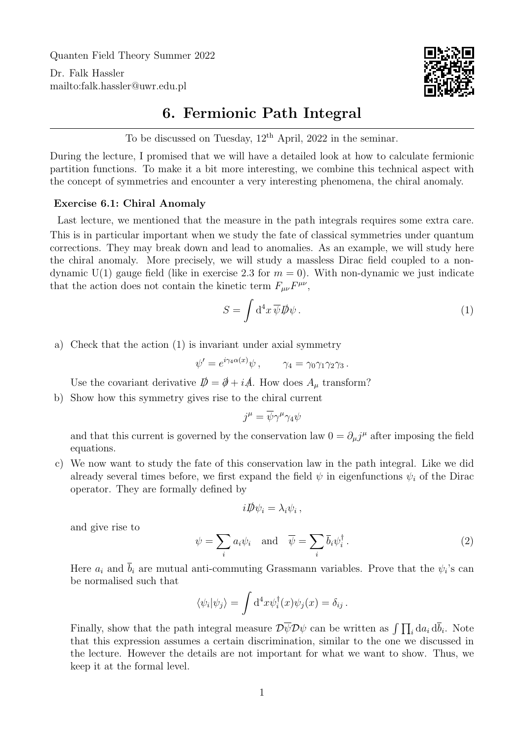Quanten Field Theory Summer 2022

Dr. Falk Hassler
mailto:falk.hassler@uwr.edu.pl

# 6. Fermionic Path Integral

To be discussed on Tuesday, 12th April, 2022 in the seminar.

During the lecture, I promised that we will have a detailed look at how to calculate fermionic partition functions. To make it a bit more interesting, we combine this technical aspect with the concept of symmetries and encounter a very interesting phenomena, the chiral anomaly.

### Exercise 6.1: Chiral Anomaly

Last lecture, we mentioned that the measure in the path integrals requires some extra care. This is in particular important when we study the fate of classical symmetries under quantum corrections. They may break down and lead to anomalies. As an example, we will study here the chiral anomaly. More precisely, we will study a massless Dirac field coupled to a non-dynamic U(1) gauge field (like in exercise 2.3 for $m = 0$). With non-dynamic we just indicate that the action does not contain the kinetic term $F_{\mu\nu}F^{\mu\nu}$,

$$S = \int \mathrm{d}^4x\, \overline{\psi} \not{D} \psi \,. \tag{1}$$

a) Check that the action (1) is invariant under axial symmetry

$$\psi' = e^{i\gamma_4 \alpha(x)}\psi \,, \qquad \gamma_4 = \gamma_0\gamma_1\gamma_2\gamma_3 \,.$$

Use the covariant derivative $\not{D} = \not{\partial} + i\not{A}$. How does $A_\mu$ transform?

b) Show how this symmetry gives rise to the chiral current

$$j^\mu = \overline{\psi}\gamma^\mu\gamma_4\psi$$

and that this current is governed by the conservation law $0 = \partial_\mu j^\mu$ after imposing the field equations.

c) We now want to study the fate of this conservation law in the path integral. Like we did already several times before, we first expand the field $\psi$ in eigenfunctions $\psi_i$ of the Dirac operator. They are formally defined by

$$i\not{D}\psi_i = \lambda_i \psi_i \,,$$

and give rise to

$$\psi = \sum_i a_i \psi_i \quad \text{and} \quad \overline{\psi} = \sum_i \overline{b}_i \psi_i^\dagger \,. \tag{2}$$

Here $a_i$ and $\overline{b}_i$ are mutual anti-commuting Grassmann variables. Prove that the $\psi_i$'s can be normalised such that

$$\langle \psi_i | \psi_j \rangle = \int \mathrm{d}^4 x \psi_i^\dagger(x)\psi_j(x) = \delta_{ij} \,.$$

Finally, show that the path integral measure $\mathcal{D}\overline{\psi}\mathcal{D}\psi$ can be written as $\int \prod_i \mathrm{d}a_i\, \mathrm{d}\overline{b}_i$. Note that this expression assumes a certain discrimination, similar to the one we discussed in the lecture. However the details are not important for what we want to show. Thus, we keep it at the formal level.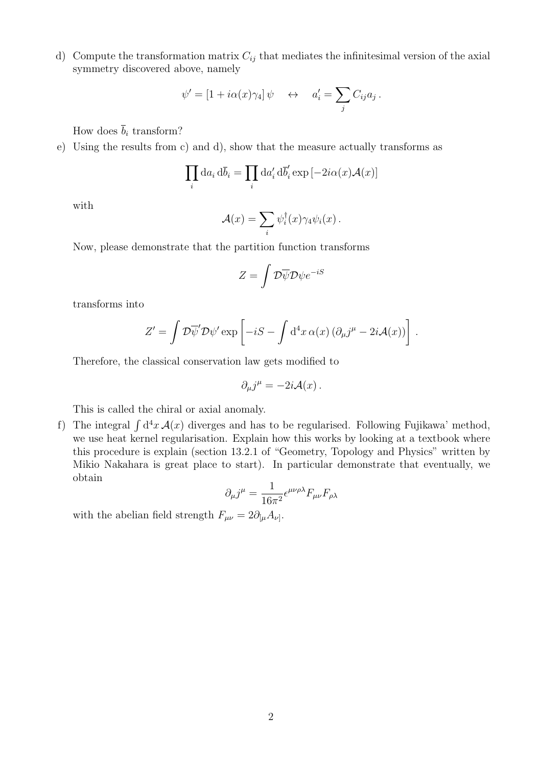d) Compute the transformation matrix $C_{ij}$ that mediates the infinitesimal version of the axial symmetry discovered above, namely

$$\psi' = [1 + i\alpha(x)\gamma_4]\,\psi \quad \leftrightarrow \quad a'_i = \sum_j C_{ij} a_j \,.$$

How does $\overline{b}_i$ transform?

e) Using the results from c) and d), show that the measure actually transforms as

$$\prod_i \mathrm{d}a_i\,\mathrm{d}\overline{b}_i = \prod_i \mathrm{d}a'_i\,\mathrm{d}\overline{b}'_i \exp\left[-2i\alpha(x)\mathcal{A}(x)\right]$$

with

$$\mathcal{A}(x) = \sum_i \psi_i^\dagger(x)\gamma_4\psi_i(x)\,.$$

Now, please demonstrate that the partition function transforms

$$Z = \int \mathcal{D}\overline{\psi}\mathcal{D}\psi e^{-iS}$$

transforms into

$$Z' = \int \mathcal{D}\overline{\psi}'\mathcal{D}\psi' \exp\left[-iS - \int \mathrm{d}^4x\,\alpha(x)\left(\partial_\mu j^\mu - 2i\mathcal{A}(x)\right)\right]\,.$$

Therefore, the classical conservation law gets modified to

$$\partial_\mu j^\mu = -2i\mathcal{A}(x)\,.$$

This is called the chiral or axial anomaly.

f) The integral $\int \mathrm{d}^4x\,\mathcal{A}(x)$ diverges and has to be regularised. Following Fujikawa' method, we use heat kernel regularisation. Explain how this works by looking at a textbook where this procedure is explain (section 13.2.1 of "Geometry, Topology and Physics" written by Mikio Nakahara is great place to start). In particular demonstrate that eventually, we obtain

$$\partial_\mu j^\mu = \frac{1}{16\pi^2}\epsilon^{\mu\nu\rho\lambda}F_{\mu\nu}F_{\rho\lambda}$$

with the abelian field strength $F_{\mu\nu} = 2\partial_{[\mu}A_{\nu]}$.